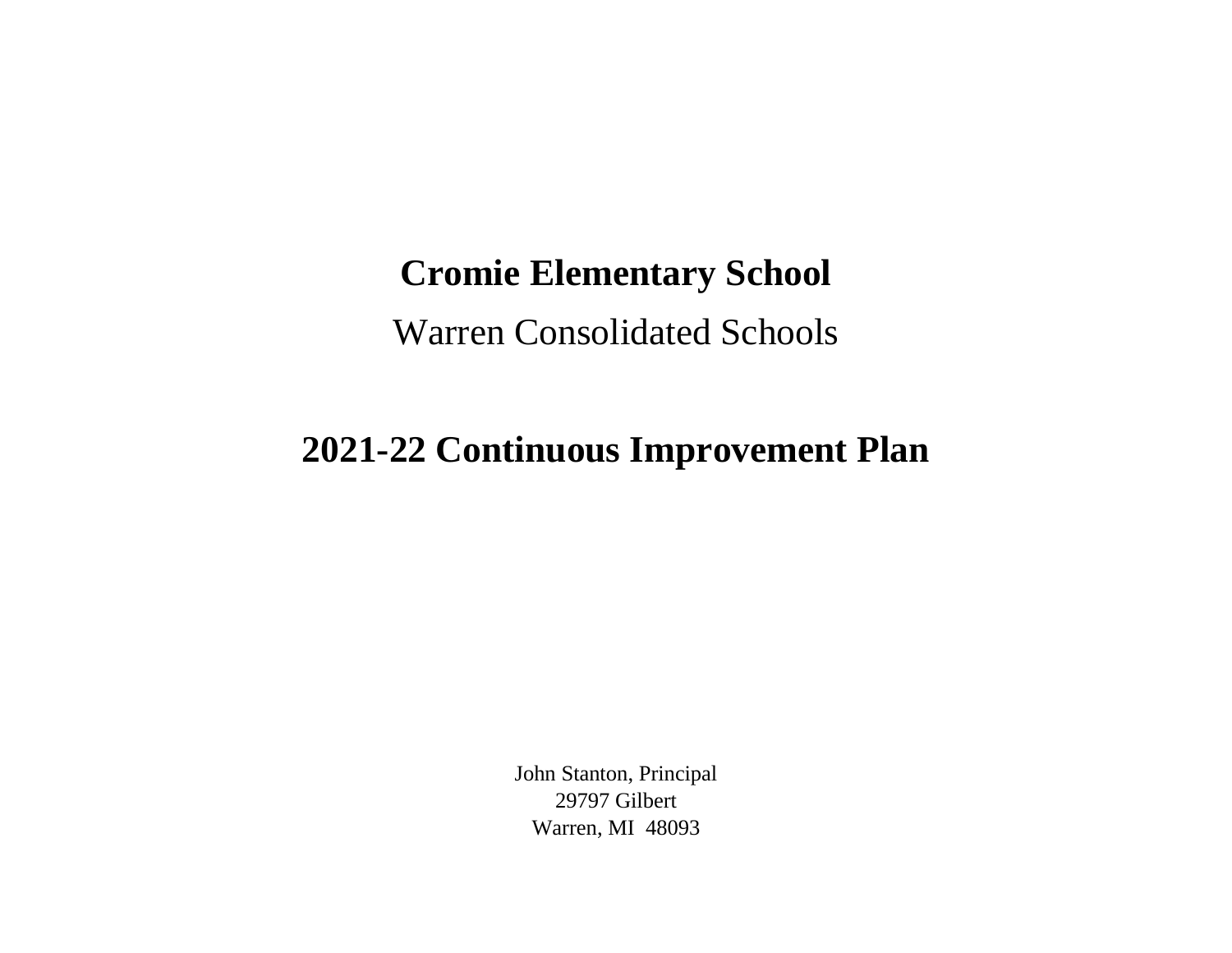# Cromie Elementary School

Warren Consolidated Schools

# 2021-22 Continuous Improvement Plan

John Stanton, Principal
29797 Gilbert
Warren, MI  48093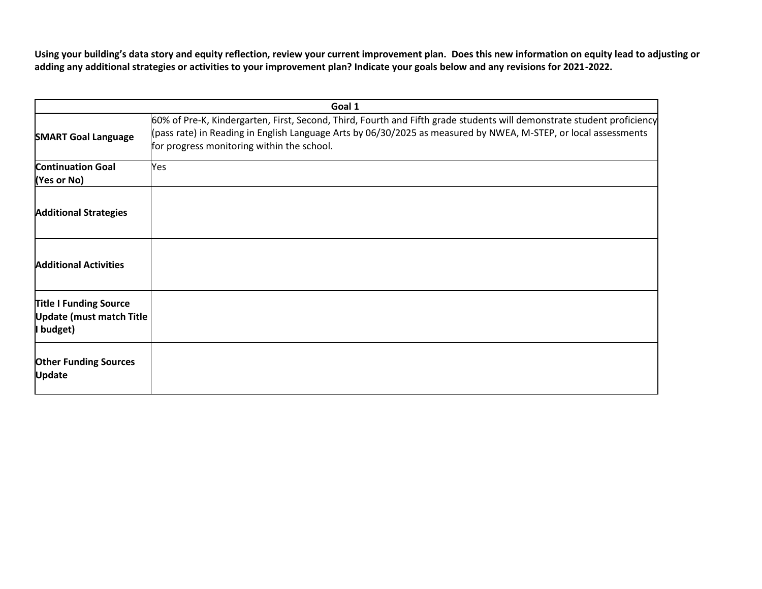**Using your building's data story and equity reflection, review your current improvement plan. Does this new information on equity lead to adjusting or adding any additional strategies or activities to your improvement plan? Indicate your goals below and any revisions for 2021-2022.**

| Goal 1 | |
|---|---|
| **SMART Goal Language** | 60% of Pre-K, Kindergarten, First, Second, Third, Fourth and Fifth grade students will demonstrate student proficiency (pass rate) in Reading in English Language Arts by 06/30/2025 as measured by NWEA, M-STEP, or local assessments for progress monitoring within the school. |
| **Continuation Goal (Yes or No)** | Yes |
| **Additional Strategies** | |
| **Additional Activities** | |
| **Title I Funding Source Update (must match Title I budget)** | |
| **Other Funding Sources Update** | |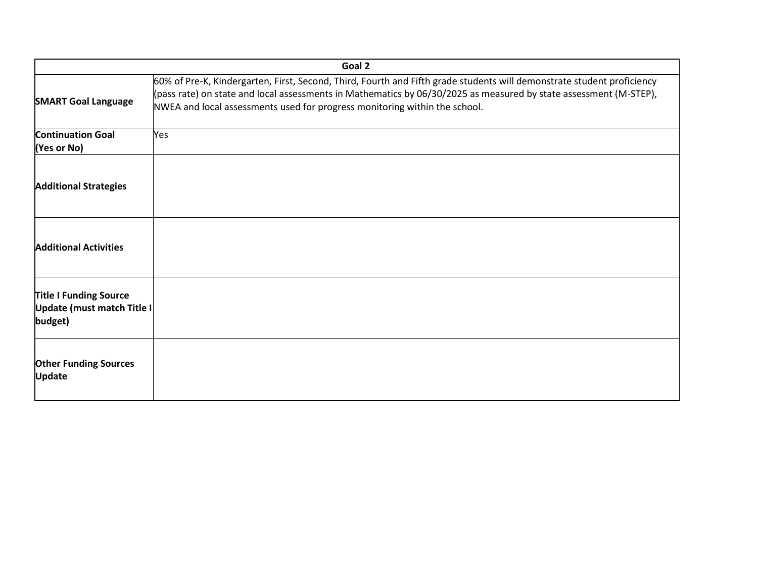| Goal 2 | |
|---|---|
| **SMART Goal Language** | 60% of Pre-K, Kindergarten, First, Second, Third, Fourth and Fifth grade students will demonstrate student proficiency (pass rate) on state and local assessments in Mathematics by 06/30/2025 as measured by state assessment (M-STEP), NWEA and local assessments used for progress monitoring within the school. |
| **Continuation Goal (Yes or No)** | Yes |
| **Additional Strategies** | |
| **Additional Activities** | |
| **Title I Funding Source Update (must match Title I budget)** | |
| **Other Funding Sources Update** | |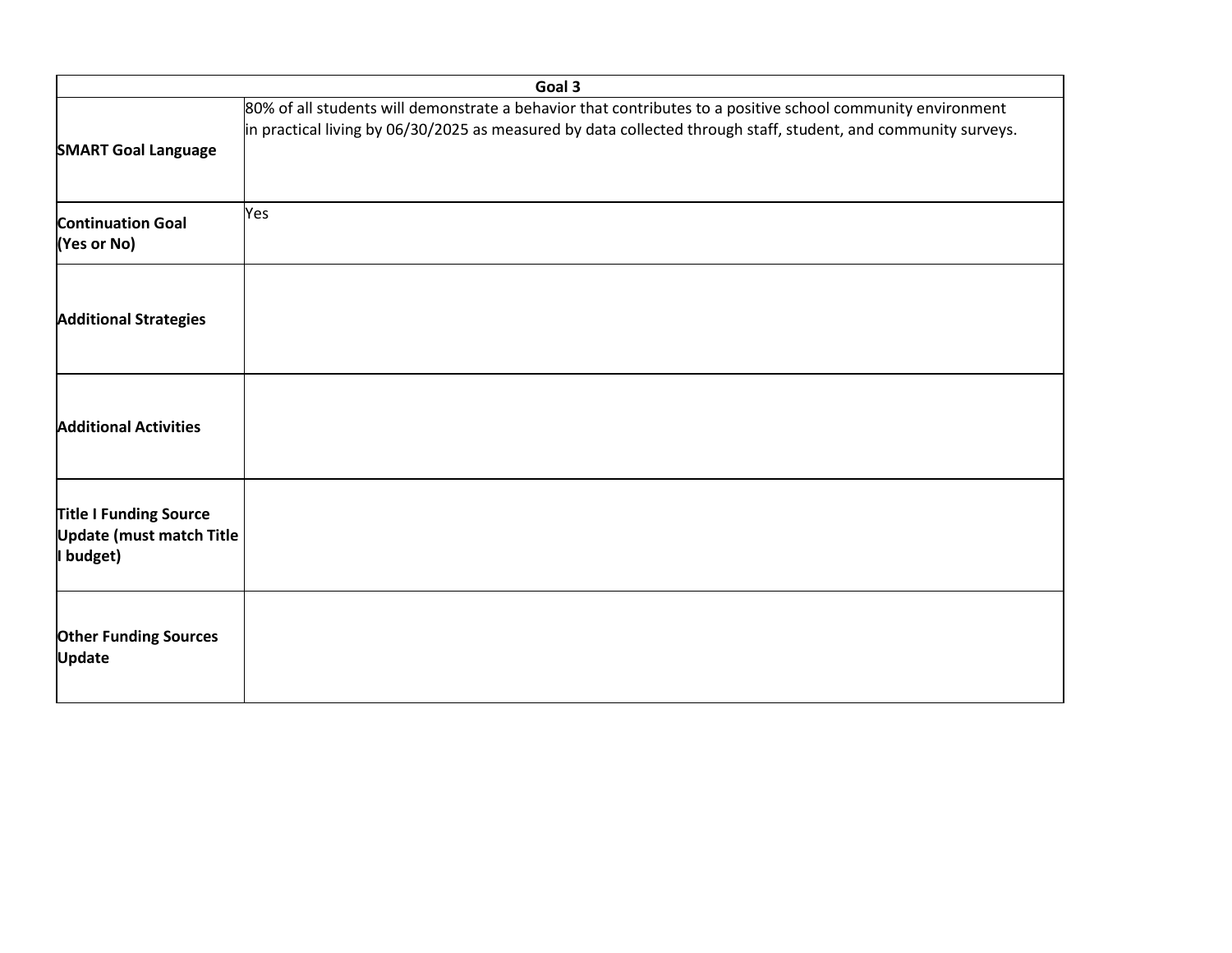| Goal 3 | |
|---|---|
| **SMART Goal Language** | 80% of all students will demonstrate a behavior that contributes to a positive school community environment in practical living by 06/30/2025 as measured by data collected through staff, student, and community surveys. |
| **Continuation Goal (Yes or No)** | Yes |
| **Additional Strategies** | |
| **Additional Activities** | |
| **Title I Funding Source Update (must match Title I budget)** | |
| **Other Funding Sources Update** | |